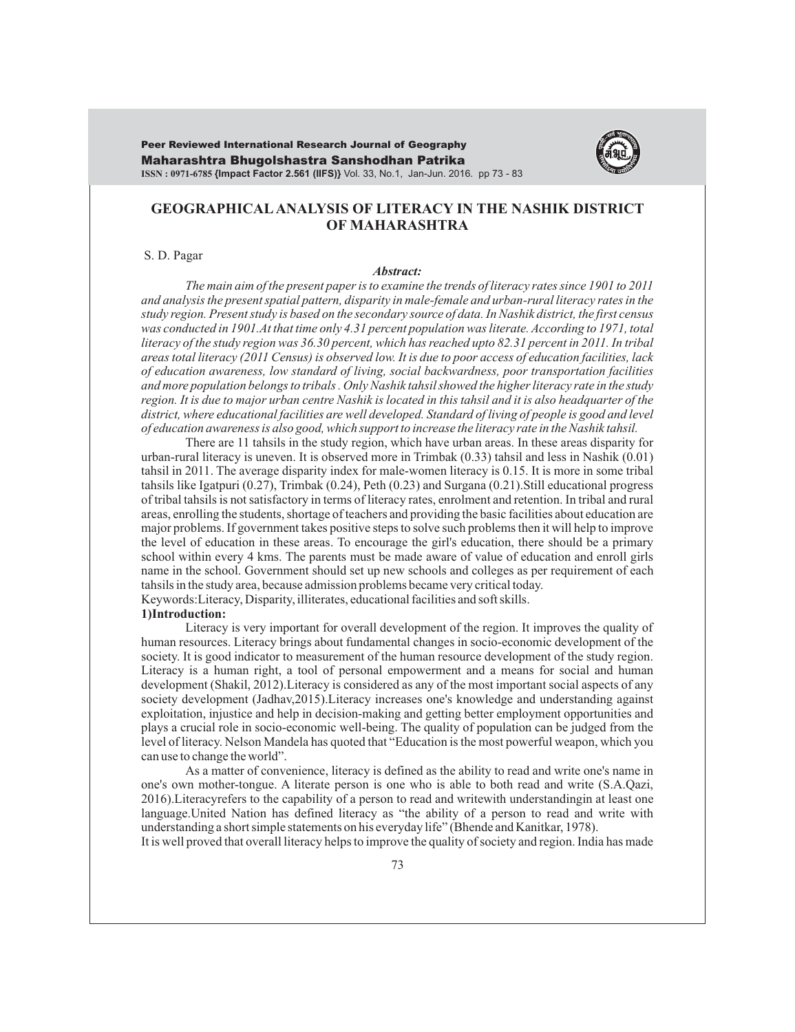# GEOGRAPHICAL ANALYSIS OF LITERACY IN THE NASHIK DISTRICT OF MAHARASHTRA

S. D. Pagar

***Abstract:***

*The main aim of the present paper is to examine the trends of literacy rates since 1901 to 2011 and analysis the present spatial pattern, disparity in male-female and urban-rural literacy rates in the study region. Present study is based on the secondary source of data. In Nashik district, the first census was conducted in 1901.At that time only 4.31 percent population was literate. According to 1971, total literacy of the study region was 36.30 percent, which has reached upto 82.31 percent in 2011. In tribal areas total literacy (2011 Census) is observed low. It is due to poor access of education facilities, lack of education awareness, low standard of living, social backwardness, poor transportation facilities and more population belongs to tribals . Only Nashik tahsil showed the higher literacy rate in the study region. It is due to major urban centre Nashik is located in this tahsil and it is also headquarter of the district, where educational facilities are well developed. Standard of living of people is good and level of education awareness is also good, which support to increase the literacy rate in the Nashik tahsil.*

There are 11 tahsils in the study region, which have urban areas. In these areas disparity for urban-rural literacy is uneven. It is observed more in Trimbak (0.33) tahsil and less in Nashik (0.01) tahsil in 2011. The average disparity index for male-women literacy is 0.15. It is more in some tribal tahsils like Igatpuri (0.27), Trimbak (0.24), Peth (0.23) and Surgana (0.21).Still educational progress of tribal tahsils is not satisfactory in terms of literacy rates, enrolment and retention. In tribal and rural areas, enrolling the students, shortage of teachers and providing the basic facilities about education are major problems. If government takes positive steps to solve such problems then it will help to improve the level of education in these areas. To encourage the girl's education, there should be a primary school within every 4 kms. The parents must be made aware of value of education and enroll girls name in the school. Government should set up new schools and colleges as per requirement of each tahsils in the study area, because admission problems became very critical today.

Keywords:Literacy, Disparity, illiterates, educational facilities and soft skills.

## 1)Introduction:

Literacy is very important for overall development of the region. It improves the quality of human resources. Literacy brings about fundamental changes in socio-economic development of the society. It is good indicator to measurement of the human resource development of the study region. Literacy is a human right, a tool of personal empowerment and a means for social and human development (Shakil, 2012).Literacy is considered as any of the most important social aspects of any society development (Jadhav,2015).Literacy increases one's knowledge and understanding against exploitation, injustice and help in decision-making and getting better employment opportunities and plays a crucial role in socio-economic well-being. The quality of population can be judged from the level of literacy. Nelson Mandela has quoted that "Education is the most powerful weapon, which you can use to change the world".

As a matter of convenience, literacy is defined as the ability to read and write one's name in one's own mother-tongue. A literate person is one who is able to both read and write (S.A.Qazi, 2016).Literacyrefers to the capability of a person to read and writewith understandingin at least one language.United Nation has defined literacy as "the ability of a person to read and write with understanding a short simple statements on his everyday life" (Bhende and Kanitkar, 1978).

It is well proved that overall literacy helps to improve the quality of society and region. India has made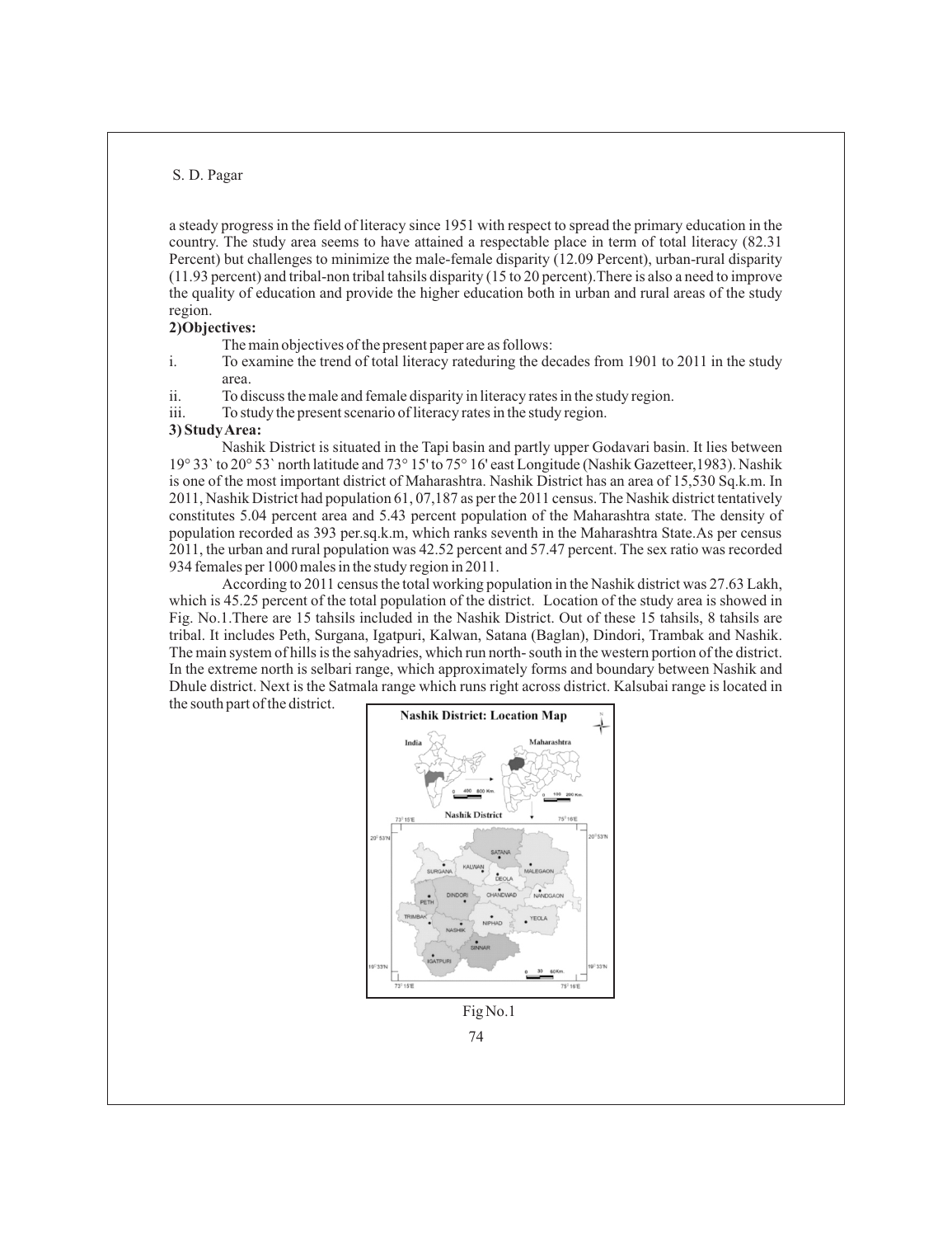a steady progress in the field of literacy since 1951 with respect to spread the primary education in the country. The study area seems to have attained a respectable place in term of total literacy (82.31 Percent) but challenges to minimize the male-female disparity (12.09 Percent), urban-rural disparity (11.93 percent) and tribal-non tribal tahsils disparity (15 to 20 percent).There is also a need to improve the quality of education and provide the higher education both in urban and rural areas of the study region.

**2)Objectives:**

The main objectives of the present paper are as follows:

i. To examine the trend of total literacy rateduring the decades from 1901 to 2011 in the study area.
ii. To discuss the male and female disparity in literacy rates in the study region.
iii. To study the present scenario of literacy rates in the study region.

**3) Study Area:**

Nashik District is situated in the Tapi basin and partly upper Godavari basin. It lies between 19° 33` to 20° 53` north latitude and 73° 15' to 75° 16' east Longitude (Nashik Gazetteer,1983). Nashik is one of the most important district of Maharashtra. Nashik District has an area of 15,530 Sq.k.m. In 2011, Nashik District had population 61, 07,187 as per the 2011 census. The Nashik district tentatively constitutes 5.04 percent area and 5.43 percent population of the Maharashtra state. The density of population recorded as 393 per.sq.k.m, which ranks seventh in the Maharashtra State.As per census 2011, the urban and rural population was 42.52 percent and 57.47 percent. The sex ratio was recorded 934 females per 1000 males in the study region in 2011.

According to 2011 census the total working population in the Nashik district was 27.63 Lakh, which is 45.25 percent of the total population of the district. Location of the study area is showed in Fig. No.1.There are 15 tahsils included in the Nashik District. Out of these 15 tahsils, 8 tahsils are tribal. It includes Peth, Surgana, Igatpuri, Kalwan, Satana (Baglan), Dindori, Trambak and Nashik. The main system of hills is the sahyadries, which run north- south in the western portion of the district. In the extreme north is selbari range, which approximately forms and boundary between Nashik and Dhule district. Next is the Satmala range which runs right across district. Kalsubai range is located in the south part of the district.

Fig No.1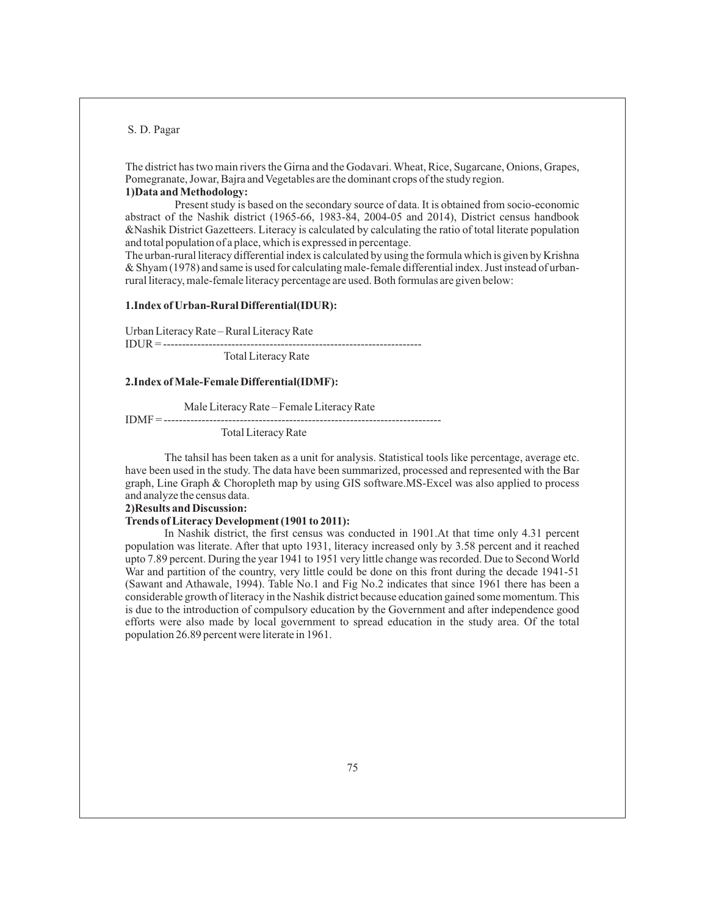The district has two main rivers the Girna and the Godavari. Wheat, Rice, Sugarcane, Onions, Grapes, Pomegranate, Jowar, Bajra and Vegetables are the dominant crops of the study region.

**1)Data and Methodology:**

Present study is based on the secondary source of data. It is obtained from socio-economic abstract of the Nashik district (1965-66, 1983-84, 2004-05 and 2014), District census handbook &Nashik District Gazetteers. Literacy is calculated by calculating the ratio of total literate population and total population of a place, which is expressed in percentage.

The urban-rural literacy differential index is calculated by using the formula which is given by Krishna & Shyam (1978) and same is used for calculating male-female differential index. Just instead of urban-rural literacy, male-female literacy percentage are used. Both formulas are given below:

**1.Index of Urban-Rural Differential(IDUR):**

$$IDUR = \frac{\text{Urban Literacy Rate} - \text{Rural Literacy Rate}}{\text{Total Literacy Rate}}$$

**2.Index of Male-Female Differential(IDMF):**

$$IDMF = \frac{\text{Male Literacy Rate} - \text{Female Literacy Rate}}{\text{Total Literacy Rate}}$$

The tahsil has been taken as a unit for analysis. Statistical tools like percentage, average etc. have been used in the study. The data have been summarized, processed and represented with the Bar graph, Line Graph & Choropleth map by using GIS software.MS-Excel was also applied to process and analyze the census data.

**2)Results and Discussion:**

**Trends of Literacy Development (1901 to 2011):**

In Nashik district, the first census was conducted in 1901.At that time only 4.31 percent population was literate. After that upto 1931, literacy increased only by 3.58 percent and it reached upto 7.89 percent. During the year 1941 to 1951 very little change was recorded. Due to Second World War and partition of the country, very little could be done on this front during the decade 1941-51 (Sawant and Athawale, 1994). Table No.1 and Fig No.2 indicates that since 1961 there has been a considerable growth of literacy in the Nashik district because education gained some momentum. This is due to the introduction of compulsory education by the Government and after independence good efforts were also made by local government to spread education in the study area. Of the total population 26.89 percent were literate in 1961.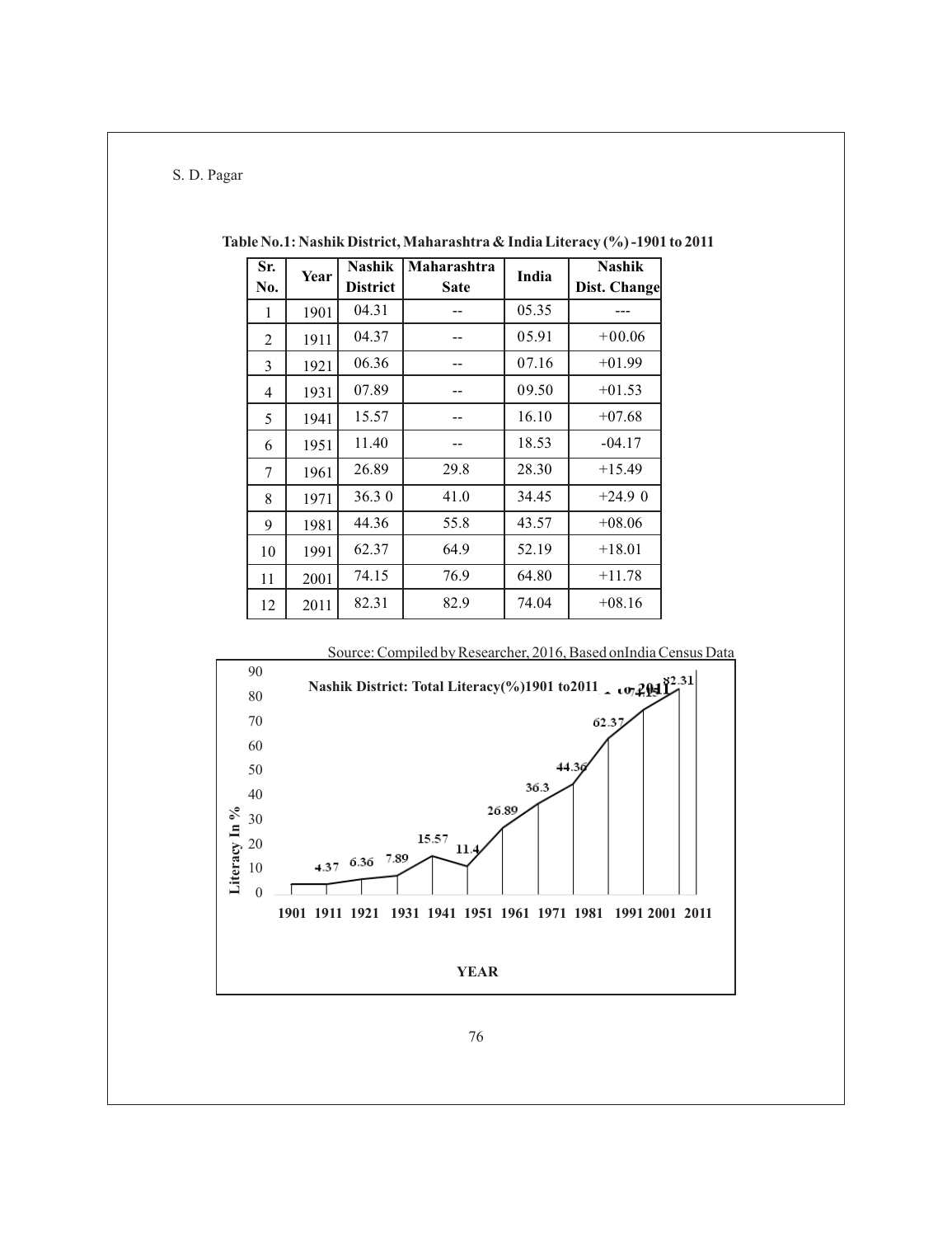**Table No.1: Nashik District, Maharashtra & India Literacy (%) -1901 to 2011**

| Sr. No. | Year | Nashik District | Maharashtra Sate | India | Nashik Dist. Change |
|---|---|---|---|---|---|
| 1 | 1901 | 04.31 | -- | 05.35 | --- |
| 2 | 1911 | 04.37 | -- | 05.91 | +00.06 |
| 3 | 1921 | 06.36 | -- | 07.16 | +01.99 |
| 4 | 1931 | 07.89 | -- | 09.50 | +01.53 |
| 5 | 1941 | 15.57 | -- | 16.10 | +07.68 |
| 6 | 1951 | 11.40 | -- | 18.53 | -04.17 |
| 7 | 1961 | 26.89 | 29.8 | 28.30 | +15.49 |
| 8 | 1971 | 36.3 0 | 41.0 | 34.45 | +24.9 0 |
| 9 | 1981 | 44.36 | 55.8 | 43.57 | +08.06 |
| 10 | 1991 | 62.37 | 64.9 | 52.19 | +18.01 |
| 11 | 2001 | 74.15 | 76.9 | 64.80 | +11.78 |
| 12 | 2011 | 82.31 | 82.9 | 74.04 | +08.16 |

Source: Compiled by Researcher, 2016, Based on India Census Data

**Nashik District: Total Literacy(%)1901 to2011**

| Year | 1901 | 1911 | 1921 | 1931 | 1941 | 1951 | 1961 | 1971 | 1981 | 1991 | 2001 | 2011 |
|---|---|---|---|---|---|---|---|---|---|---|---|---|
| Literacy In % | | 4.37 | 6.36 | 7.89 | 15.57 | 11.4 | 26.89 | 36.3 | 44.36 | 62.37 | 74.15 | 82.31 |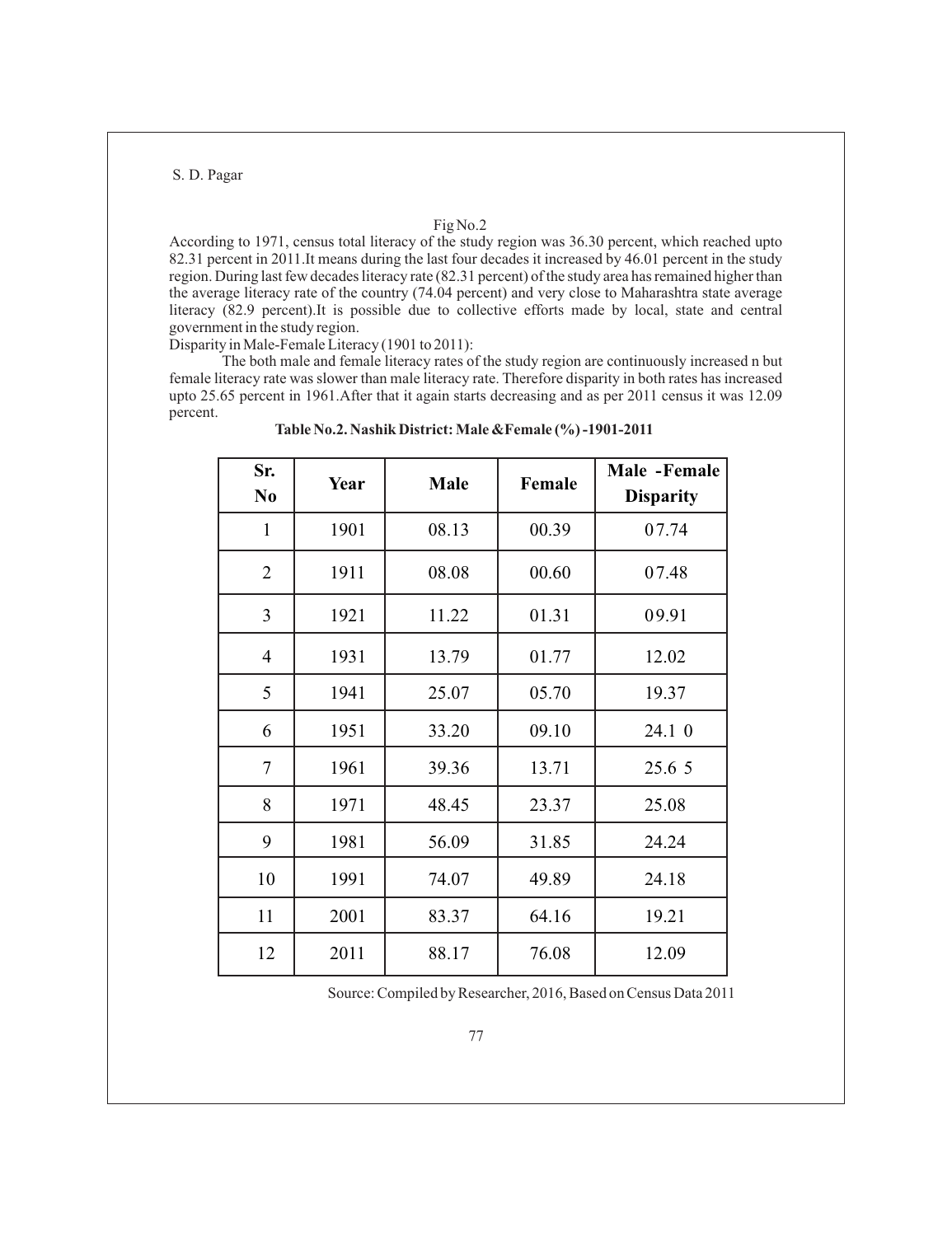Fig No.2

According to 1971, census total literacy of the study region was 36.30 percent, which reached upto 82.31 percent in 2011.It means during the last four decades it increased by 46.01 percent in the study region. During last few decades literacy rate (82.31 percent) of the study area has remained higher than the average literacy rate of the country (74.04 percent) and very close to Maharashtra state average literacy (82.9 percent).It is possible due to collective efforts made by local, state and central government in the study region.

Disparity in Male-Female Literacy (1901 to 2011):

The both male and female literacy rates of the study region are continuously increased n but female literacy rate was slower than male literacy rate. Therefore disparity in both rates has increased upto 25.65 percent in 1961.After that it again starts decreasing and as per 2011 census it was 12.09 percent.

**Table No.2. Nashik District: Male &Female (%) -1901-2011**

| Sr. No | Year | Male | Female | Male -Female Disparity |
|---|---|---|---|---|
| 1 | 1901 | 08.13 | 00.39 | 07.74 |
| 2 | 1911 | 08.08 | 00.60 | 07.48 |
| 3 | 1921 | 11.22 | 01.31 | 09.91 |
| 4 | 1931 | 13.79 | 01.77 | 12.02 |
| 5 | 1941 | 25.07 | 05.70 | 19.37 |
| 6 | 1951 | 33.20 | 09.10 | 24.1 0 |
| 7 | 1961 | 39.36 | 13.71 | 25.6 5 |
| 8 | 1971 | 48.45 | 23.37 | 25.08 |
| 9 | 1981 | 56.09 | 31.85 | 24.24 |
| 10 | 1991 | 74.07 | 49.89 | 24.18 |
| 11 | 2001 | 83.37 | 64.16 | 19.21 |
| 12 | 2011 | 88.17 | 76.08 | 12.09 |

Source: Compiled by Researcher, 2016, Based on Census Data 2011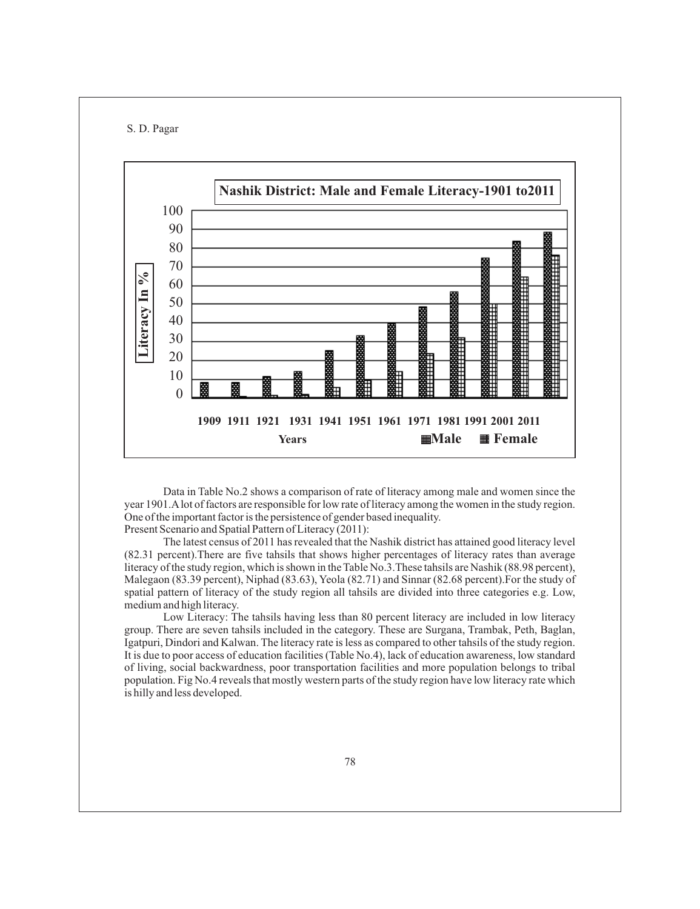**Nashik District: Male and Female Literacy-1901 to2011**

Data in Table No.2 shows a comparison of rate of literacy among male and women since the year 1901.A lot of factors are responsible for low rate of literacy among the women in the study region. One of the important factor is the persistence of gender based inequality.

Present Scenario and Spatial Pattern of Literacy (2011):

The latest census of 2011 has revealed that the Nashik district has attained good literacy level (82.31 percent).There are five tahsils that shows higher percentages of literacy rates than average literacy of the study region, which is shown in the Table No.3.These tahsils are Nashik (88.98 percent), Malegaon (83.39 percent), Niphad (83.63), Yeola (82.71) and Sinnar (82.68 percent).For the study of spatial pattern of literacy of the study region all tahsils are divided into three categories e.g. Low, medium and high literacy.

Low Literacy: The tahsils having less than 80 percent literacy are included in low literacy group. There are seven tahsils included in the category. These are Surgana, Trambak, Peth, Baglan, Igatpuri, Dindori and Kalwan. The literacy rate is less as compared to other tahsils of the study region. It is due to poor access of education facilities (Table No.4), lack of education awareness, low standard of living, social backwardness, poor transportation facilities and more population belongs to tribal population. Fig No.4 reveals that mostly western parts of the study region have low literacy rate which is hilly and less developed.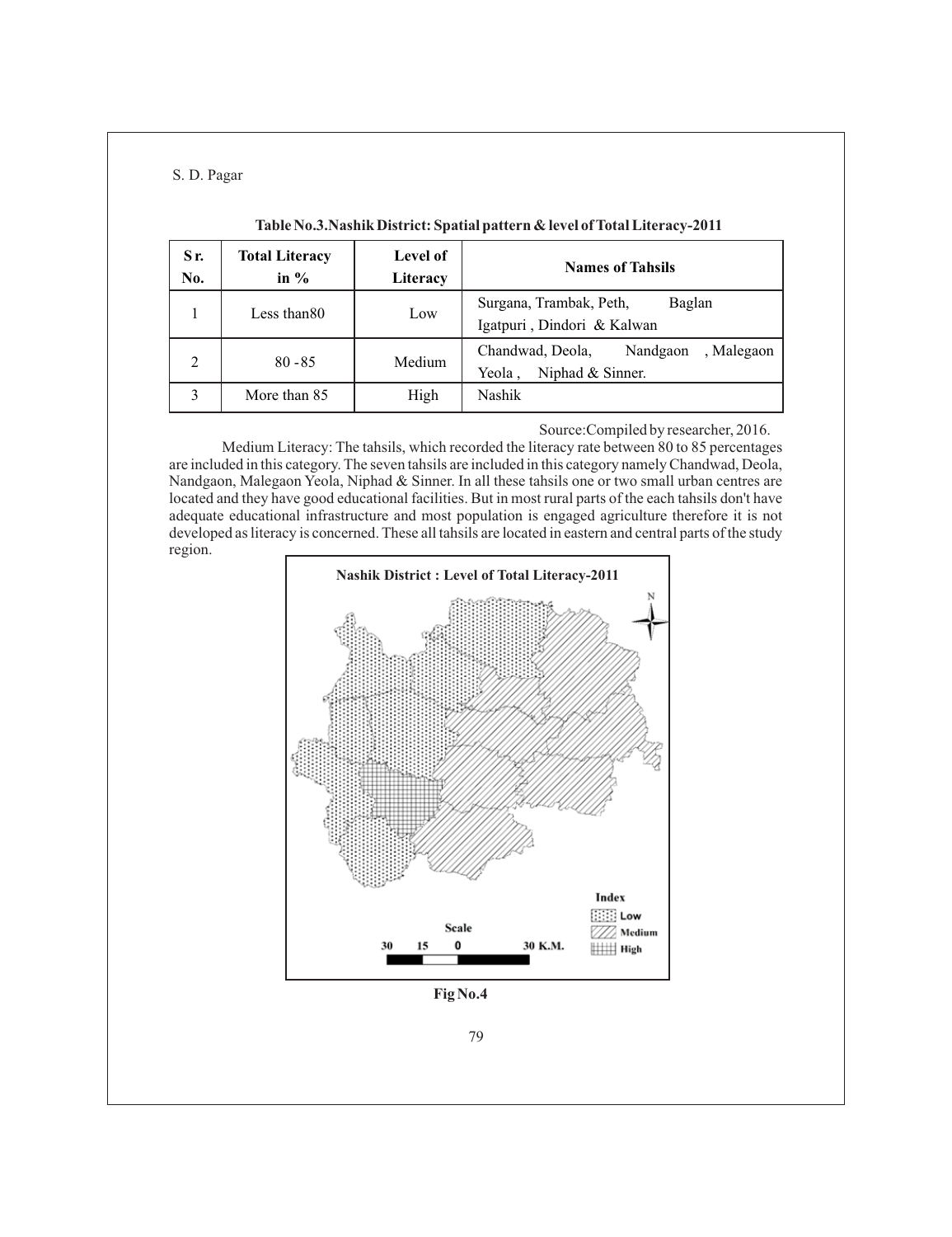**Table No.3.Nashik District: Spatial pattern & level of Total Literacy-2011**

| Sr. No. | Total Literacy in % | Level of Literacy | Names of Tahsils |
|---|---|---|---|
| 1 | Less than80 | Low | Surgana, Trambak, Peth, Baglan Igatpuri , Dindori & Kalwan |
| 2 | 80 -85 | Medium | Chandwad, Deola, Nandgaon , Malegaon Yeola , Niphad & Sinner. |
| 3 | More than 85 | High | Nashik |

Source:Compiled by researcher, 2016.

Medium Literacy: The tahsils, which recorded the literacy rate between 80 to 85 percentages are included in this category. The seven tahsils are included in this category namely Chandwad, Deola, Nandgaon, Malegaon Yeola, Niphad & Sinner. In all these tahsils one or two small urban centres are located and they have good educational facilities. But in most rural parts of the each tahsils don't have adequate educational infrastructure and most population is engaged agriculture therefore it is not developed as literacy is concerned. These all tahsils are located in eastern and central parts of the study region.

**Nashik District : Level of Total Literacy-2011**

Index: Low, Medium, High

Scale: 30 15 0 30 K.M.

Fig No.4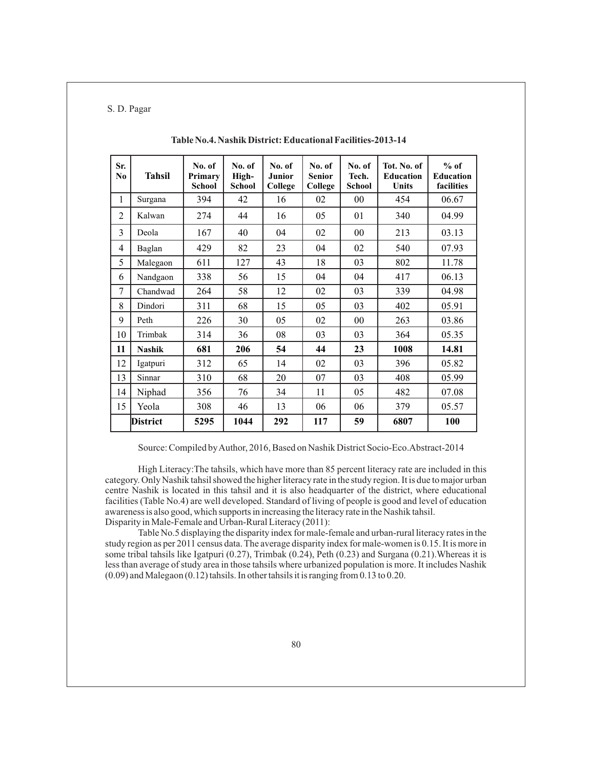**Table No.4. Nashik District: Educational Facilities-2013-14**

| Sr. No | Tahsil | No. of Primary School | No. of High-School | No. of Junior College | No. of Senior College | No. of Tech. School | Tot. No. of Education Units | % of Education facilities |
|---|---|---|---|---|---|---|---|---|
| 1 | Surgana | 394 | 42 | 16 | 02 | 00 | 454 | 06.67 |
| 2 | Kalwan | 274 | 44 | 16 | 05 | 01 | 340 | 04.99 |
| 3 | Deola | 167 | 40 | 04 | 02 | 00 | 213 | 03.13 |
| 4 | Baglan | 429 | 82 | 23 | 04 | 02 | 540 | 07.93 |
| 5 | Malegaon | 611 | 127 | 43 | 18 | 03 | 802 | 11.78 |
| 6 | Nandgaon | 338 | 56 | 15 | 04 | 04 | 417 | 06.13 |
| 7 | Chandwad | 264 | 58 | 12 | 02 | 03 | 339 | 04.98 |
| 8 | Dindori | 311 | 68 | 15 | 05 | 03 | 402 | 05.91 |
| 9 | Peth | 226 | 30 | 05 | 02 | 00 | 263 | 03.86 |
| 10 | Trimbak | 314 | 36 | 08 | 03 | 03 | 364 | 05.35 |
| **11** | **Nashik** | **681** | **206** | **54** | **44** | **23** | **1008** | **14.81** |
| 12 | Igatpuri | 312 | 65 | 14 | 02 | 03 | 396 | 05.82 |
| 13 | Sinnar | 310 | 68 | 20 | 07 | 03 | 408 | 05.99 |
| 14 | Niphad | 356 | 76 | 34 | 11 | 05 | 482 | 07.08 |
| 15 | Yeola | 308 | 46 | 13 | 06 | 06 | 379 | 05.57 |
| | **District** | **5295** | **1044** | **292** | **117** | **59** | **6807** | **100** |

Source: Compiled by Author, 2016, Based on Nashik District Socio-Eco.Abstract-2014

High Literacy:The tahsils, which have more than 85 percent literacy rate are included in this category. Only Nashik tahsil showed the higher literacy rate in the study region. It is due to major urban centre Nashik is located in this tahsil and it is also headquarter of the district, where educational facilities (Table No.4) are well developed. Standard of living of people is good and level of education awareness is also good, which supports in increasing the literacy rate in the Nashik tahsil.

Disparity in Male-Female and Urban-Rural Literacy (2011):

Table No.5 displaying the disparity index for male-female and urban-rural literacy rates in the study region as per 2011 census data. The average disparity index for male-women is 0.15. It is more in some tribal tahsils like Igatpuri (0.27), Trimbak (0.24), Peth (0.23) and Surgana (0.21).Whereas it is less than average of study area in those tahsils where urbanized population is more. It includes Nashik (0.09) and Malegaon (0.12) tahsils. In other tahsils it is ranging from 0.13 to 0.20.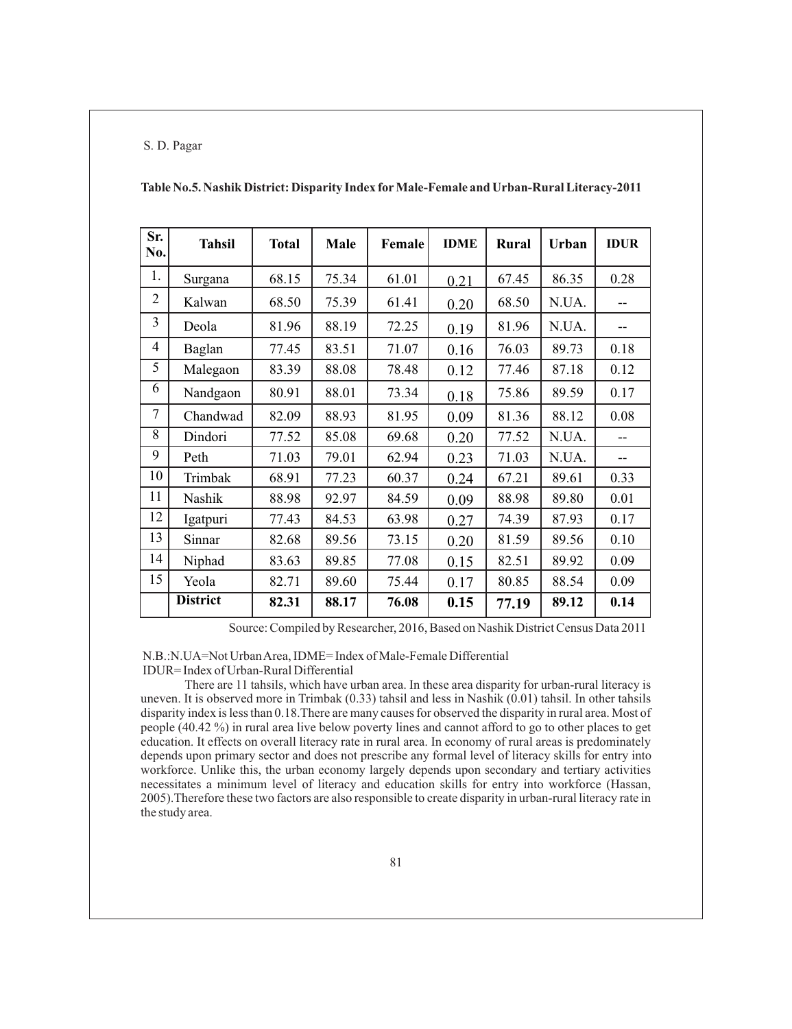**Table No.5. Nashik District: Disparity Index for Male-Female and Urban-Rural Literacy-2011**

| Sr. No. | Tahsil | Total | Male | Female | IDME | Rural | Urban | IDUR |
|---|---|---|---|---|---|---|---|---|
| 1. | Surgana | 68.15 | 75.34 | 61.01 | 0.21 | 67.45 | 86.35 | 0.28 |
| 2 | Kalwan | 68.50 | 75.39 | 61.41 | 0.20 | 68.50 | N.UA. | -- |
| 3 | Deola | 81.96 | 88.19 | 72.25 | 0.19 | 81.96 | N.UA. | -- |
| 4 | Baglan | 77.45 | 83.51 | 71.07 | 0.16 | 76.03 | 89.73 | 0.18 |
| 5 | Malegaon | 83.39 | 88.08 | 78.48 | 0.12 | 77.46 | 87.18 | 0.12 |
| 6 | Nandgaon | 80.91 | 88.01 | 73.34 | 0.18 | 75.86 | 89.59 | 0.17 |
| 7 | Chandwad | 82.09 | 88.93 | 81.95 | 0.09 | 81.36 | 88.12 | 0.08 |
| 8 | Dindori | 77.52 | 85.08 | 69.68 | 0.20 | 77.52 | N.UA. | -- |
| 9 | Peth | 71.03 | 79.01 | 62.94 | 0.23 | 71.03 | N.UA. | -- |
| 10 | Trimbak | 68.91 | 77.23 | 60.37 | 0.24 | 67.21 | 89.61 | 0.33 |
| 11 | Nashik | 88.98 | 92.97 | 84.59 | 0.09 | 88.98 | 89.80 | 0.01 |
| 12 | Igatpuri | 77.43 | 84.53 | 63.98 | 0.27 | 74.39 | 87.93 | 0.17 |
| 13 | Sinnar | 82.68 | 89.56 | 73.15 | 0.20 | 81.59 | 89.56 | 0.10 |
| 14 | Niphad | 83.63 | 89.85 | 77.08 | 0.15 | 82.51 | 89.92 | 0.09 |
| 15 | Yeola | 82.71 | 89.60 | 75.44 | 0.17 | 80.85 | 88.54 | 0.09 |
| | **District** | **82.31** | **88.17** | **76.08** | **0.15** | **77.19** | **89.12** | **0.14** |

Source: Compiled by Researcher, 2016, Based on Nashik District Census Data 2011

N.B.:N.UA=Not Urban Area, IDME= Index of Male-Female Differential
IDUR= Index of Urban-Rural Differential

There are 11 tahsils, which have urban area. In these area disparity for urban-rural literacy is uneven. It is observed more in Trimbak (0.33) tahsil and less in Nashik (0.01) tahsil. In other tahsils disparity index is less than 0.18.There are many causes for observed the disparity in rural area. Most of people (40.42 %) in rural area live below poverty lines and cannot afford to go to other places to get education. It effects on overall literacy rate in rural area. In economy of rural areas is predominately depends upon primary sector and does not prescribe any formal level of literacy skills for entry into workforce. Unlike this, the urban economy largely depends upon secondary and tertiary activities necessitates a minimum level of literacy and education skills for entry into workforce (Hassan, 2005).Therefore these two factors are also responsible to create disparity in urban-rural literacy rate in the study area.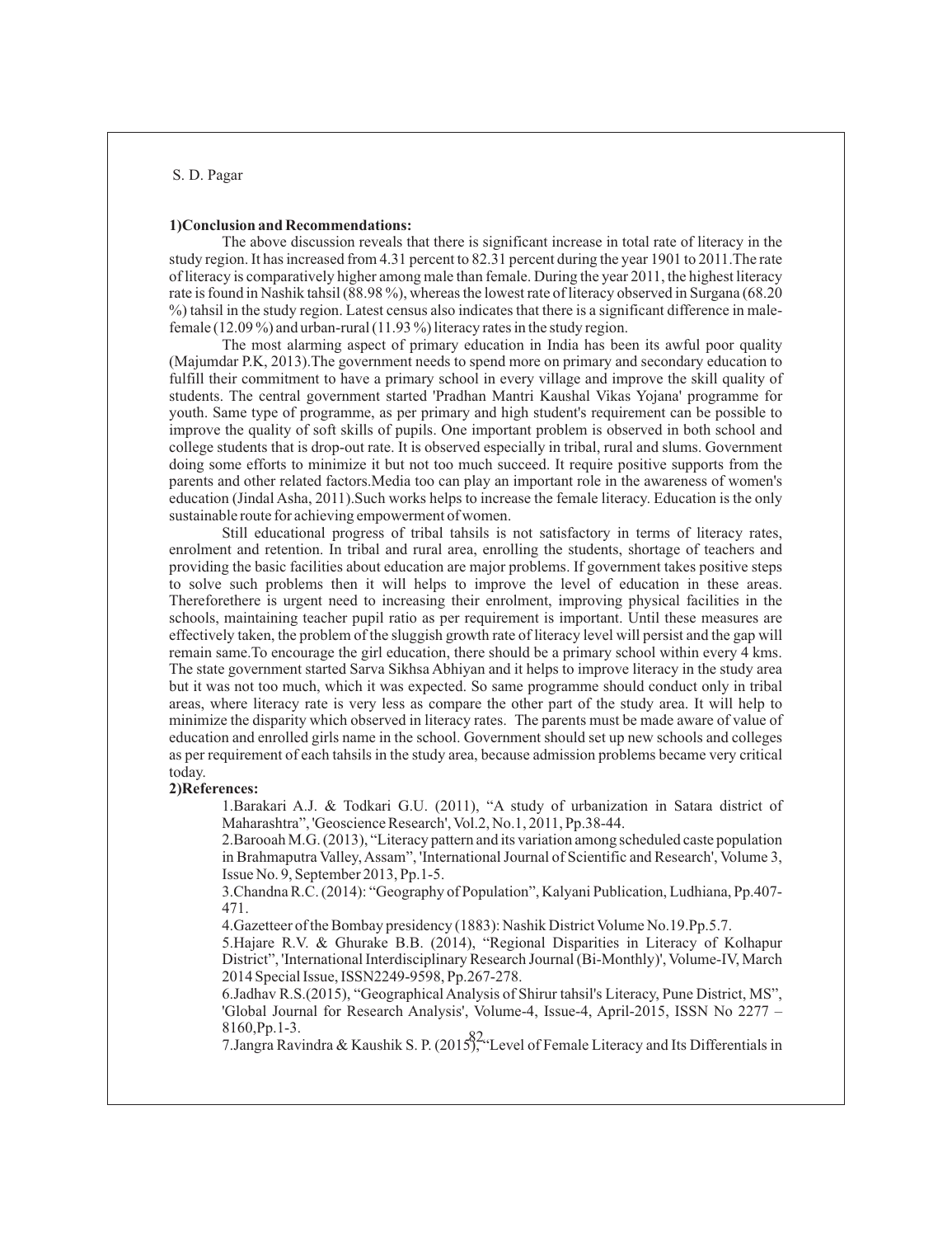### 1)Conclusion and Recommendations:

The above discussion reveals that there is significant increase in total rate of literacy in the study region. It has increased from 4.31 percent to 82.31 percent during the year 1901 to 2011.The rate of literacy is comparatively higher among male than female. During the year 2011, the highest literacy rate is found in Nashik tahsil (88.98 %), whereas the lowest rate of literacy observed in Surgana (68.20 %) tahsil in the study region. Latest census also indicates that there is a significant difference in male-female (12.09 %) and urban-rural (11.93 %) literacy rates in the study region.

The most alarming aspect of primary education in India has been its awful poor quality (Majumdar P.K, 2013).The government needs to spend more on primary and secondary education to fulfill their commitment to have a primary school in every village and improve the skill quality of students. The central government started 'Pradhan Mantri Kaushal Vikas Yojana' programme for youth. Same type of programme, as per primary and high student's requirement can be possible to improve the quality of soft skills of pupils. One important problem is observed in both school and college students that is drop-out rate. It is observed especially in tribal, rural and slums. Government doing some efforts to minimize it but not too much succeed. It require positive supports from the parents and other related factors.Media too can play an important role in the awareness of women's education (Jindal Asha, 2011).Such works helps to increase the female literacy. Education is the only sustainable route for achieving empowerment of women.

Still educational progress of tribal tahsils is not satisfactory in terms of literacy rates, enrolment and retention. In tribal and rural area, enrolling the students, shortage of teachers and providing the basic facilities about education are major problems. If government takes positive steps to solve such problems then it will helps to improve the level of education in these areas. Thereforethere is urgent need to increasing their enrolment, improving physical facilities in the schools, maintaining teacher pupil ratio as per requirement is important. Until these measures are effectively taken, the problem of the sluggish growth rate of literacy level will persist and the gap will remain same.To encourage the girl education, there should be a primary school within every 4 kms. The state government started Sarva Sikhsa Abhiyan and it helps to improve literacy in the study area but it was not too much, which it was expected. So same programme should conduct only in tribal areas, where literacy rate is very less as compare the other part of the study area. It will help to minimize the disparity which observed in literacy rates. The parents must be made aware of value of education and enrolled girls name in the school. Government should set up new schools and colleges as per requirement of each tahsils in the study area, because admission problems became very critical today.

### 2)References:

1.Barakari A.J. & Todkari G.U. (2011), "A study of urbanization in Satara district of Maharashtra", 'Geoscience Research', Vol.2, No.1, 2011, Pp.38-44.

2.Barooah M.G. (2013), "Literacy pattern and its variation among scheduled caste population in Brahmaputra Valley, Assam", 'International Journal of Scientific and Research', Volume 3, Issue No. 9, September 2013, Pp.1-5.

3.Chandna R.C. (2014): "Geography of Population", Kalyani Publication, Ludhiana, Pp.407-471.

4.Gazetteer of the Bombay presidency (1883): Nashik District Volume No.19.Pp.5.7.

5.Hajare R.V. & Ghurake B.B. (2014), "Regional Disparities in Literacy of Kolhapur District", 'International Interdisciplinary Research Journal (Bi-Monthly)', Volume-IV, March 2014 Special Issue, ISSN2249-9598, Pp.267-278.

6.Jadhav R.S.(2015), "Geographical Analysis of Shirur tahsil's Literacy, Pune District, MS", 'Global Journal for Research Analysis', Volume-4, Issue-4, April-2015, ISSN No 2277 – 8160,Pp.1-3.

7.Jangra Ravindra & Kaushik S. P. (2015), "Level of Female Literacy and Its Differentials in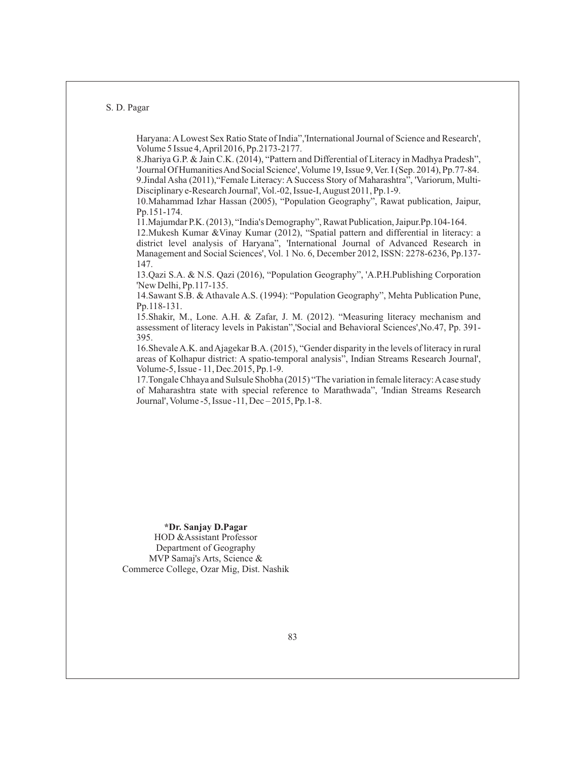Haryana: A Lowest Sex Ratio State of India",'International Journal of Science and Research', Volume 5 Issue 4, April 2016, Pp.2173-2177.

8.Jhariya G.P. & Jain C.K. (2014), "Pattern and Differential of Literacy in Madhya Pradesh", 'Journal Of Humanities And Social Science', Volume 19, Issue 9, Ver. I (Sep. 2014), Pp.77-84.

9.Jindal Asha (2011),"Female Literacy: A Success Story of Maharashtra", 'Variorum, Multi-Disciplinary e-Research Journal', Vol.-02, Issue-I, August 2011, Pp.1-9.

10.Mahammad Izhar Hassan (2005), "Population Geography", Rawat publication, Jaipur, Pp.151-174.

11.Majumdar P.K. (2013), "India's Demography", Rawat Publication, Jaipur.Pp.104-164.

12.Mukesh Kumar &Vinay Kumar (2012), "Spatial pattern and differential in literacy: a district level analysis of Haryana", 'International Journal of Advanced Research in Management and Social Sciences', Vol. 1 No. 6, December 2012, ISSN: 2278-6236, Pp.137-147.

13.Qazi S.A. & N.S. Qazi (2016), "Population Geography", 'A.P.H.Publishing Corporation 'New Delhi, Pp.117-135.

14.Sawant S.B. & Athavale A.S. (1994): "Population Geography", Mehta Publication Pune, Pp.118-131.

15.Shakir, M., Lone. A.H. & Zafar, J. M. (2012). "Measuring literacy mechanism and assessment of literacy levels in Pakistan",'Social and Behavioral Sciences',No.47, Pp. 391-395.

16.Shevale A.K. and Ajagekar B.A. (2015), "Gender disparity in the levels of literacy in rural areas of Kolhapur district: A spatio-temporal analysis", Indian Streams Research Journal', Volume-5, Issue - 11, Dec.2015, Pp.1-9.

17.Tongale Chhaya and Sulsule Shobha (2015) "The variation in female literacy: A case study of Maharashtra state with special reference to Marathwada", 'Indian Streams Research Journal', Volume -5, Issue -11, Dec – 2015, Pp.1-8.

**\*Dr. Sanjay D.Pagar**
HOD &Assistant Professor
Department of Geography
MVP Samaj's Arts, Science &
Commerce College, Ozar Mig, Dist. Nashik